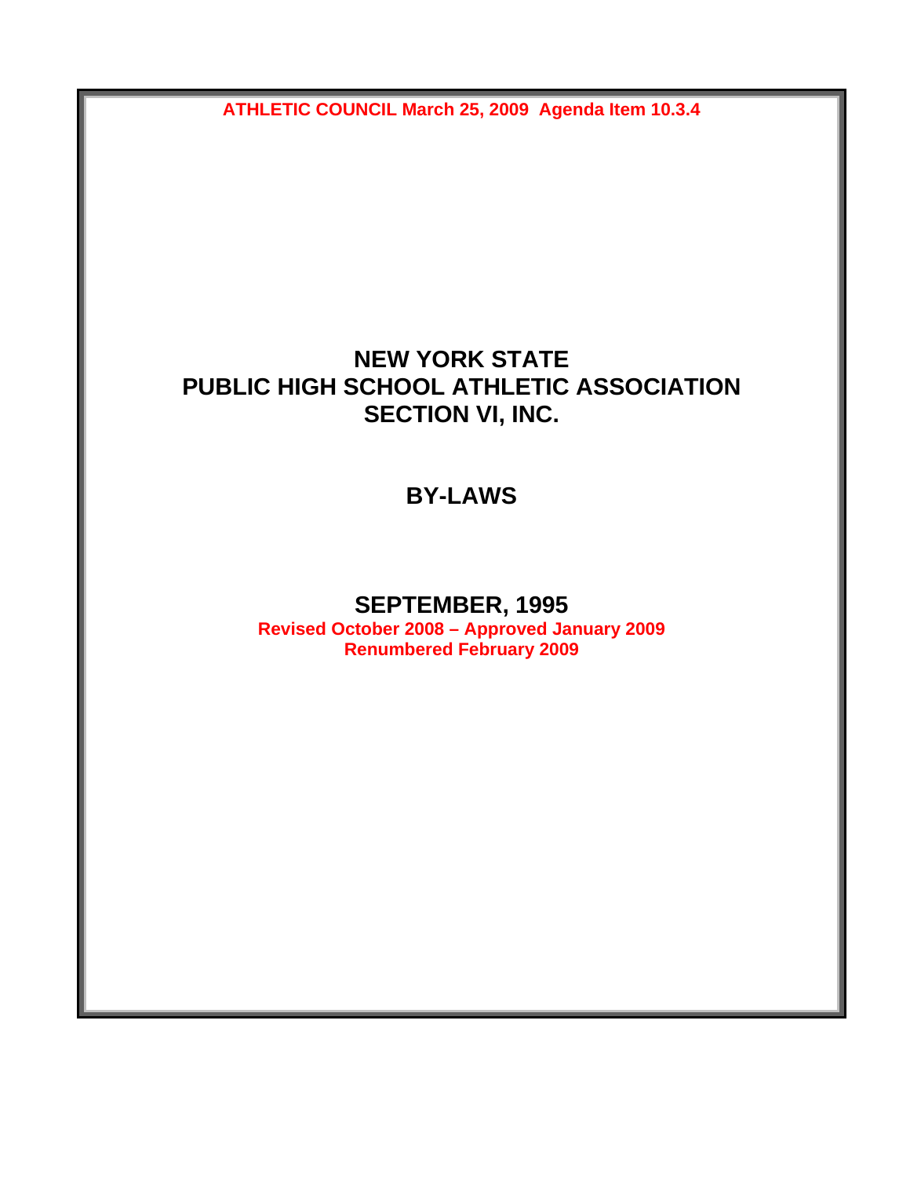**ATHLETIC COUNCIL March 25, 2009 Agenda Item 10.3.4**

# NEW YORK STATE
# PUBLIC HIGH SCHOOL ATHLETIC ASSOCIATION
# SECTION VI, INC.

## BY-LAWS

## SEPTEMBER, 1995

**Revised October 2008 – Approved January 2009**

**Renumbered February 2009**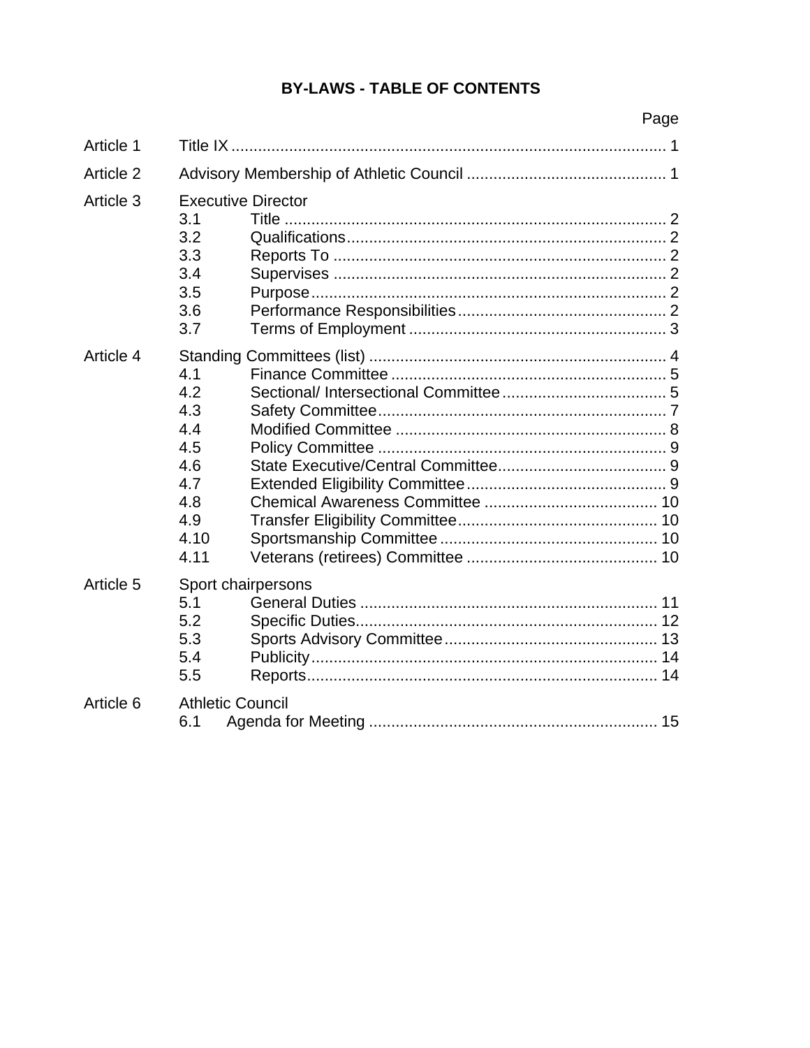# BY-LAWS - TABLE OF CONTENTS

| | | | Page |
|---|---|---|---|
| Article 1 | Title IX | | 1 |
| Article 2 | Advisory Membership of Athletic Council | | 1 |
| Article 3 | Executive Director | | |
| | 3.1 | Title | 2 |
| | 3.2 | Qualifications | 2 |
| | 3.3 | Reports To | 2 |
| | 3.4 | Supervises | 2 |
| | 3.5 | Purpose | 2 |
| | 3.6 | Performance Responsibilities | 2 |
| | 3.7 | Terms of Employment | 3 |
| Article 4 | Standing Committees (list) | | 4 |
| | 4.1 | Finance Committee | 5 |
| | 4.2 | Sectional/ Intersectional Committee | 5 |
| | 4.3 | Safety Committee | 7 |
| | 4.4 | Modified Committee | 8 |
| | 4.5 | Policy Committee | 9 |
| | 4.6 | State Executive/Central Committee | 9 |
| | 4.7 | Extended Eligibility Committee | 9 |
| | 4.8 | Chemical Awareness Committee | 10 |
| | 4.9 | Transfer Eligibility Committee | 10 |
| | 4.10 | Sportsmanship Committee | 10 |
| | 4.11 | Veterans (retirees) Committee | 10 |
| Article 5 | Sport chairpersons | | |
| | 5.1 | General Duties | 11 |
| | 5.2 | Specific Duties | 12 |
| | 5.3 | Sports Advisory Committee | 13 |
| | 5.4 | Publicity | 14 |
| | 5.5 | Reports | 14 |
| Article 6 | Athletic Council | | |
| | 6.1 | Agenda for Meeting | 15 |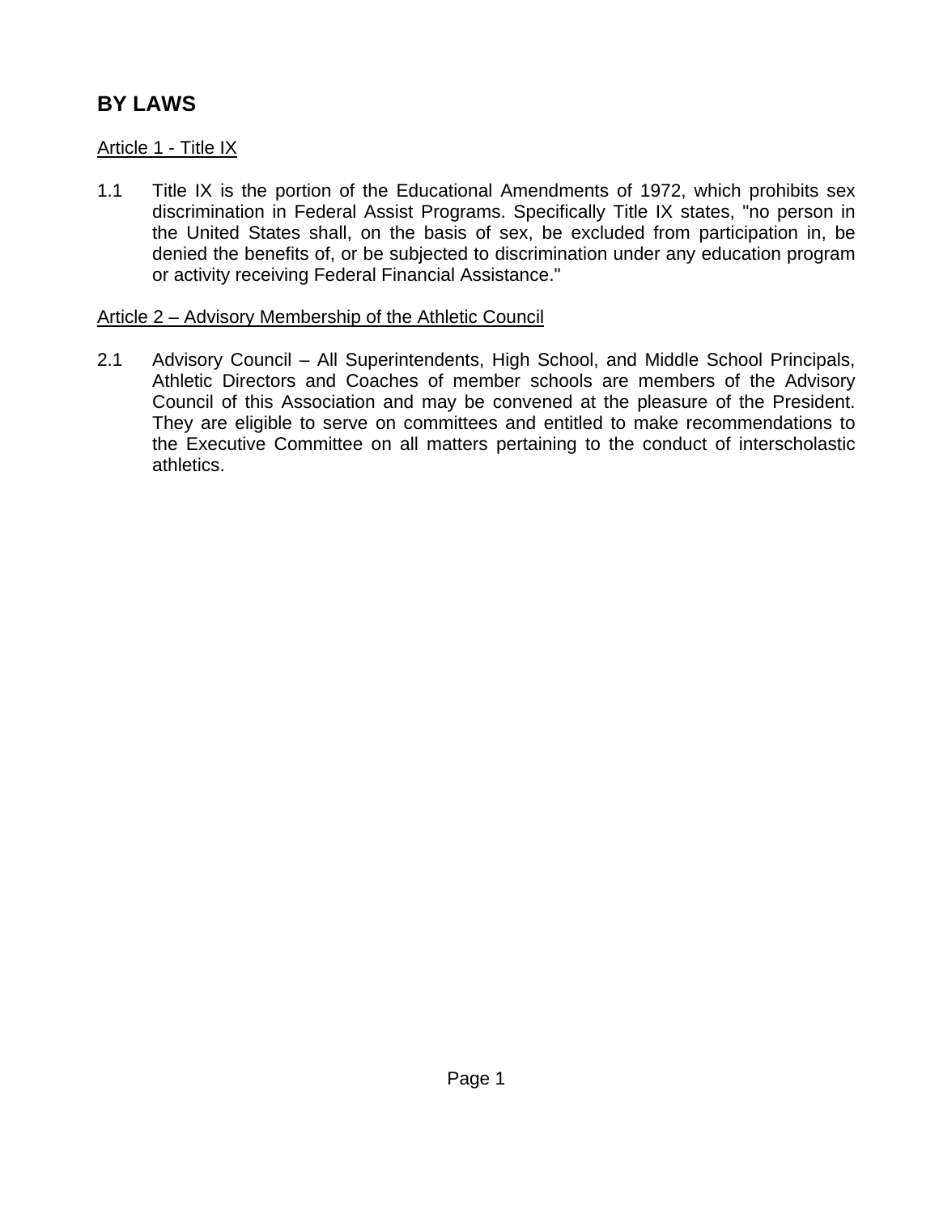# BY LAWS

Article 1 - Title IX

1.1 Title IX is the portion of the Educational Amendments of 1972, which prohibits sex discrimination in Federal Assist Programs. Specifically Title IX states, "no person in the United States shall, on the basis of sex, be excluded from participation in, be denied the benefits of, or be subjected to discrimination under any education program or activity receiving Federal Financial Assistance."

Article 2 – Advisory Membership of the Athletic Council

2.1 Advisory Council – All Superintendents, High School, and Middle School Principals, Athletic Directors and Coaches of member schools are members of the Advisory Council of this Association and may be convened at the pleasure of the President. They are eligible to serve on committees and entitled to make recommendations to the Executive Committee on all matters pertaining to the conduct of interscholastic athletics.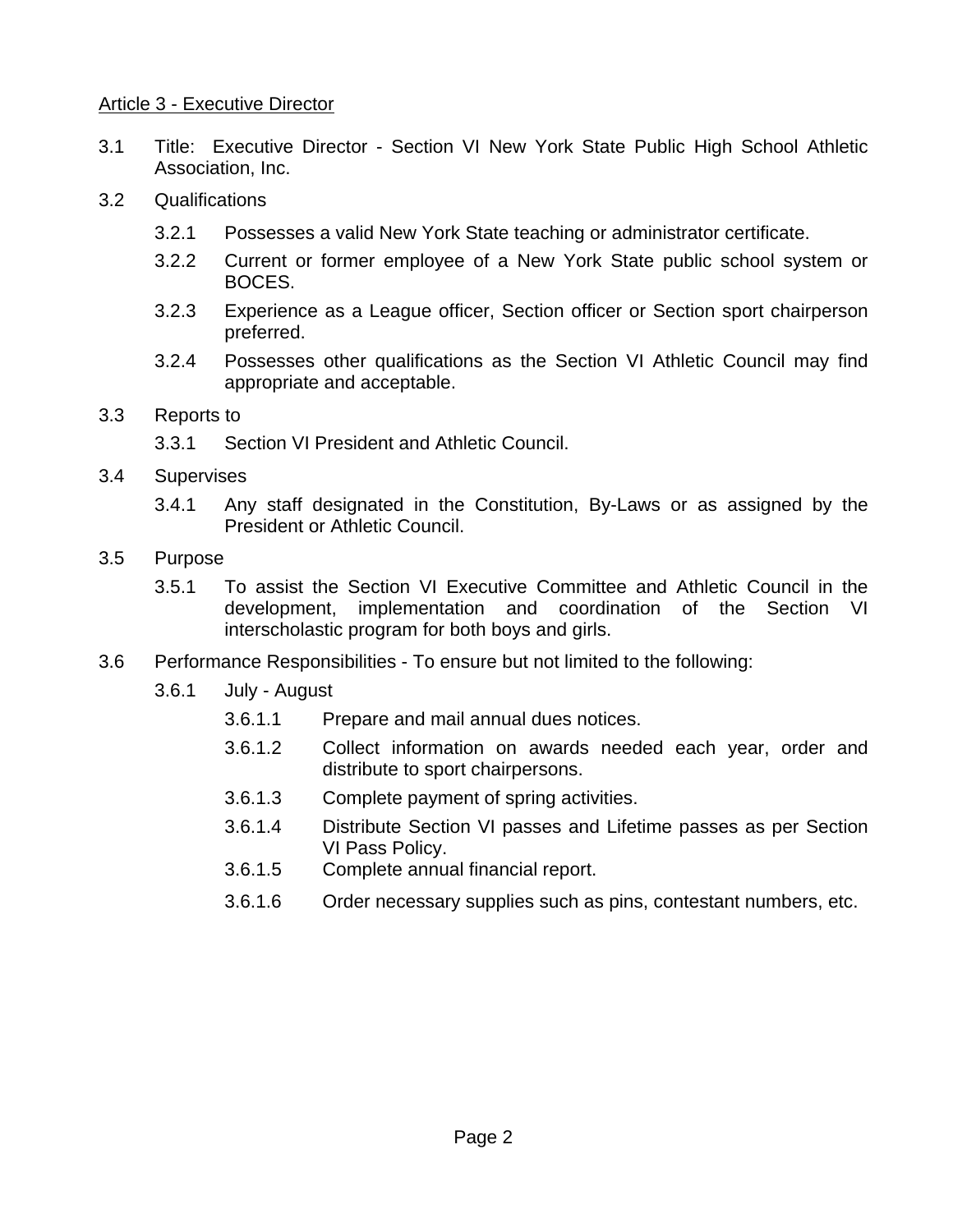## Article 3 - Executive Director

3.1 Title: Executive Director - Section VI New York State Public High School Athletic Association, Inc.

3.2 Qualifications

- 3.2.1 Possesses a valid New York State teaching or administrator certificate.
- 3.2.2 Current or former employee of a New York State public school system or BOCES.
- 3.2.3 Experience as a League officer, Section officer or Section sport chairperson preferred.
- 3.2.4 Possesses other qualifications as the Section VI Athletic Council may find appropriate and acceptable.

3.3 Reports to

- 3.3.1 Section VI President and Athletic Council.

3.4 Supervises

- 3.4.1 Any staff designated in the Constitution, By-Laws or as assigned by the President or Athletic Council.

3.5 Purpose

- 3.5.1 To assist the Section VI Executive Committee and Athletic Council in the development, implementation and coordination of the Section VI interscholastic program for both boys and girls.

3.6 Performance Responsibilities - To ensure but not limited to the following:

- 3.6.1 July - August
  - 3.6.1.1 Prepare and mail annual dues notices.
  - 3.6.1.2 Collect information on awards needed each year, order and distribute to sport chairpersons.
  - 3.6.1.3 Complete payment of spring activities.
  - 3.6.1.4 Distribute Section VI passes and Lifetime passes as per Section VI Pass Policy.
  - 3.6.1.5 Complete annual financial report.
  - 3.6.1.6 Order necessary supplies such as pins, contestant numbers, etc.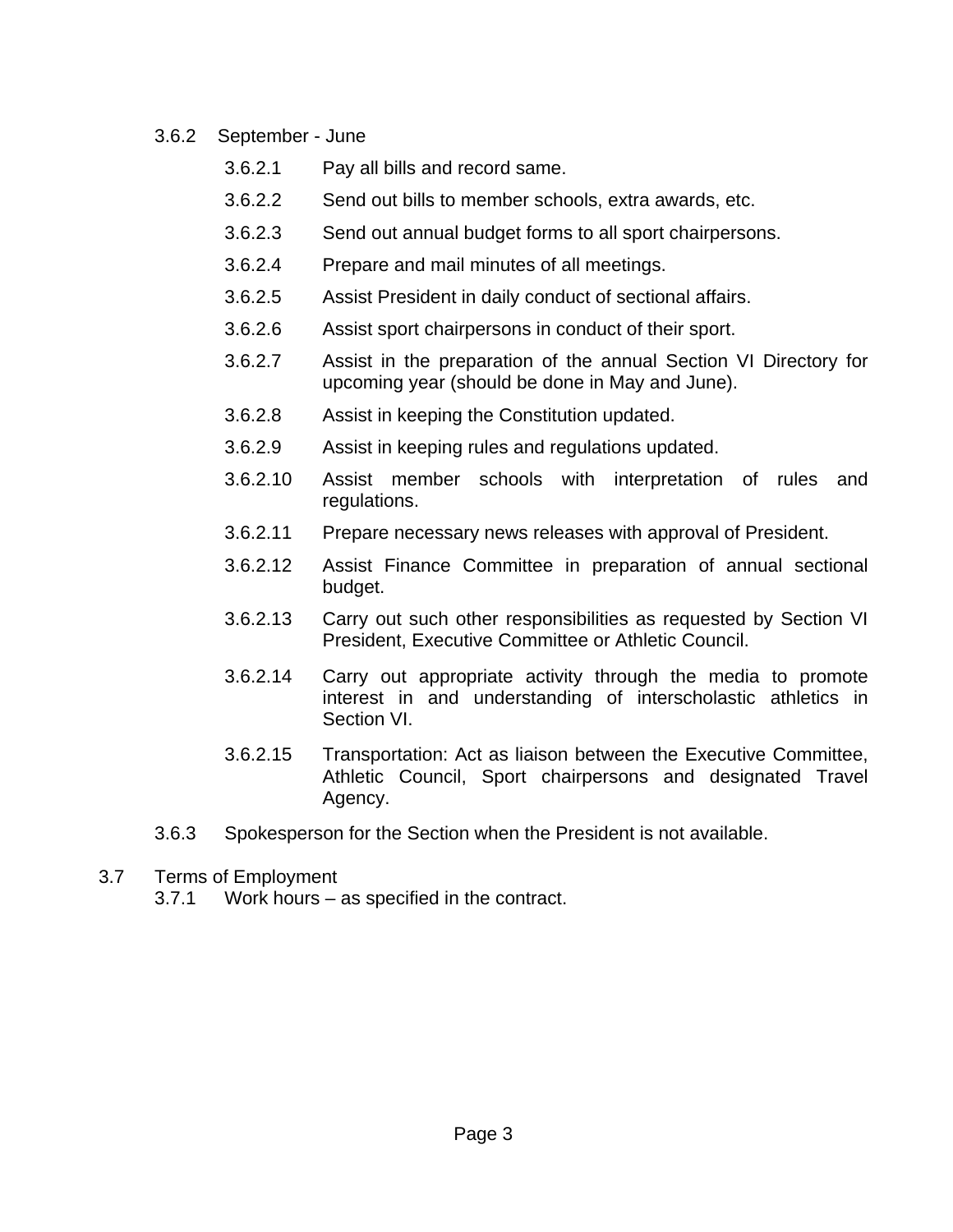3.6.2 September - June

- 3.6.2.1 Pay all bills and record same.
- 3.6.2.2 Send out bills to member schools, extra awards, etc.
- 3.6.2.3 Send out annual budget forms to all sport chairpersons.
- 3.6.2.4 Prepare and mail minutes of all meetings.
- 3.6.2.5 Assist President in daily conduct of sectional affairs.
- 3.6.2.6 Assist sport chairpersons in conduct of their sport.
- 3.6.2.7 Assist in the preparation of the annual Section VI Directory for upcoming year (should be done in May and June).
- 3.6.2.8 Assist in keeping the Constitution updated.
- 3.6.2.9 Assist in keeping rules and regulations updated.
- 3.6.2.10 Assist member schools with interpretation of rules and regulations.
- 3.6.2.11 Prepare necessary news releases with approval of President.
- 3.6.2.12 Assist Finance Committee in preparation of annual sectional budget.
- 3.6.2.13 Carry out such other responsibilities as requested by Section VI President, Executive Committee or Athletic Council.
- 3.6.2.14 Carry out appropriate activity through the media to promote interest in and understanding of interscholastic athletics in Section VI.
- 3.6.2.15 Transportation: Act as liaison between the Executive Committee, Athletic Council, Sport chairpersons and designated Travel Agency.

3.6.3 Spokesperson for the Section when the President is not available.

3.7 Terms of Employment

3.7.1 Work hours – as specified in the contract.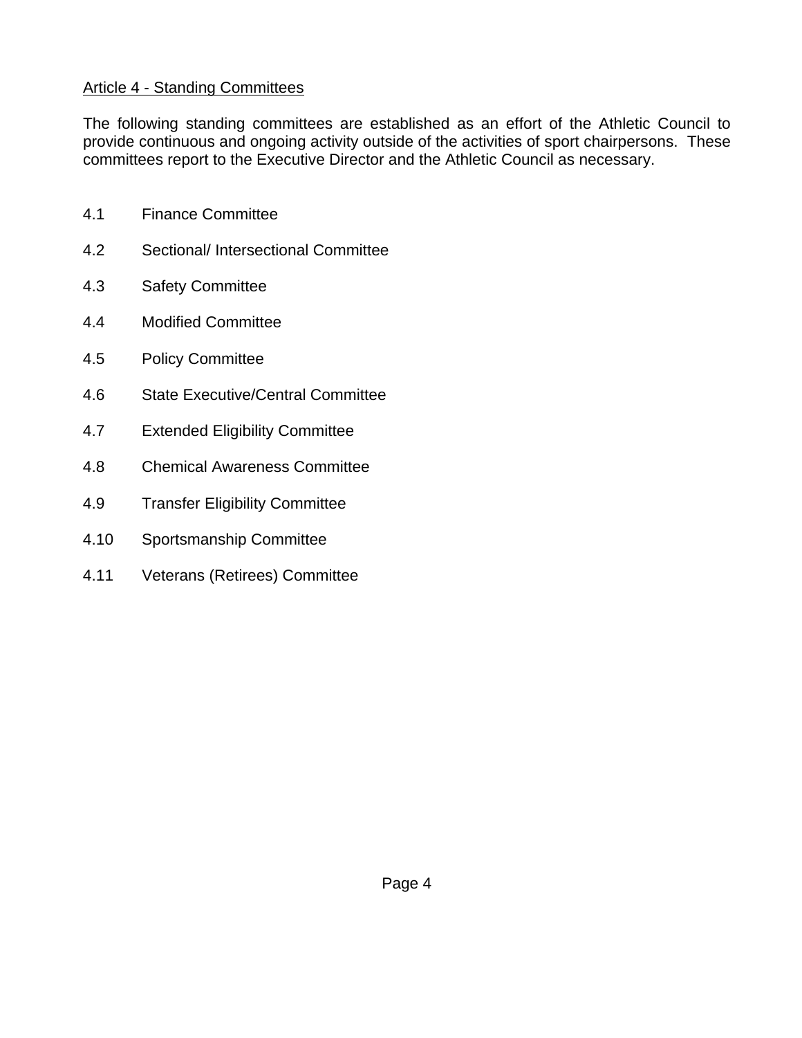## Article 4 - Standing Committees

The following standing committees are established as an effort of the Athletic Council to provide continuous and ongoing activity outside of the activities of sport chairpersons. These committees report to the Executive Director and the Athletic Council as necessary.

4.1 Finance Committee

4.2 Sectional/ Intersectional Committee

4.3 Safety Committee

4.4 Modified Committee

4.5 Policy Committee

4.6 State Executive/Central Committee

4.7 Extended Eligibility Committee

4.8 Chemical Awareness Committee

4.9 Transfer Eligibility Committee

4.10 Sportsmanship Committee

4.11 Veterans (Retirees) Committee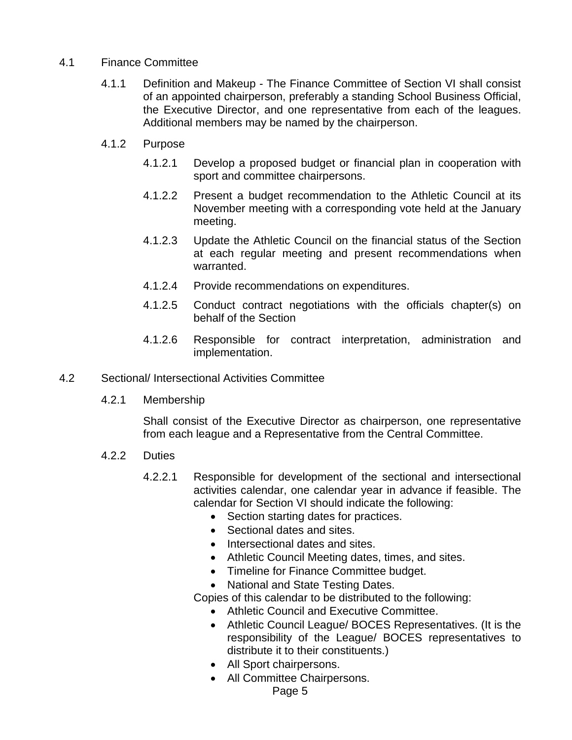4.1 Finance Committee

4.1.1 Definition and Makeup - The Finance Committee of Section VI shall consist of an appointed chairperson, preferably a standing School Business Official, the Executive Director, and one representative from each of the leagues. Additional members may be named by the chairperson.

4.1.2 Purpose

4.1.2.1 Develop a proposed budget or financial plan in cooperation with sport and committee chairpersons.

4.1.2.2 Present a budget recommendation to the Athletic Council at its November meeting with a corresponding vote held at the January meeting.

4.1.2.3 Update the Athletic Council on the financial status of the Section at each regular meeting and present recommendations when warranted.

4.1.2.4 Provide recommendations on expenditures.

4.1.2.5 Conduct contract negotiations with the officials chapter(s) on behalf of the Section

4.1.2.6 Responsible for contract interpretation, administration and implementation.

4.2 Sectional/ Intersectional Activities Committee

4.2.1 Membership

Shall consist of the Executive Director as chairperson, one representative from each league and a Representative from the Central Committee.

4.2.2 Duties

4.2.2.1 Responsible for development of the sectional and intersectional activities calendar, one calendar year in advance if feasible. The calendar for Section VI should indicate the following:

- Section starting dates for practices.
- Sectional dates and sites.
- Intersectional dates and sites.
- Athletic Council Meeting dates, times, and sites.
- Timeline for Finance Committee budget.
- National and State Testing Dates.

Copies of this calendar to be distributed to the following:

- Athletic Council and Executive Committee.
- Athletic Council League/ BOCES Representatives. (It is the responsibility of the League/ BOCES representatives to distribute it to their constituents.)
- All Sport chairpersons.
- All Committee Chairpersons.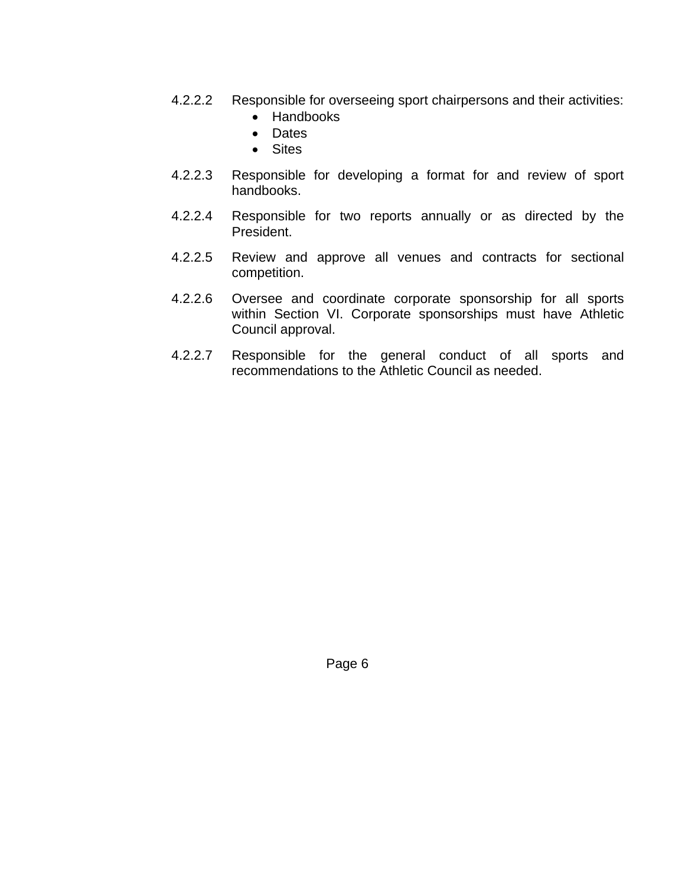4.2.2.2 Responsible for overseeing sport chairpersons and their activities:

- Handbooks
- Dates
- Sites

4.2.2.3 Responsible for developing a format for and review of sport handbooks.

4.2.2.4 Responsible for two reports annually or as directed by the President.

4.2.2.5 Review and approve all venues and contracts for sectional competition.

4.2.2.6 Oversee and coordinate corporate sponsorship for all sports within Section VI. Corporate sponsorships must have Athletic Council approval.

4.2.2.7 Responsible for the general conduct of all sports and recommendations to the Athletic Council as needed.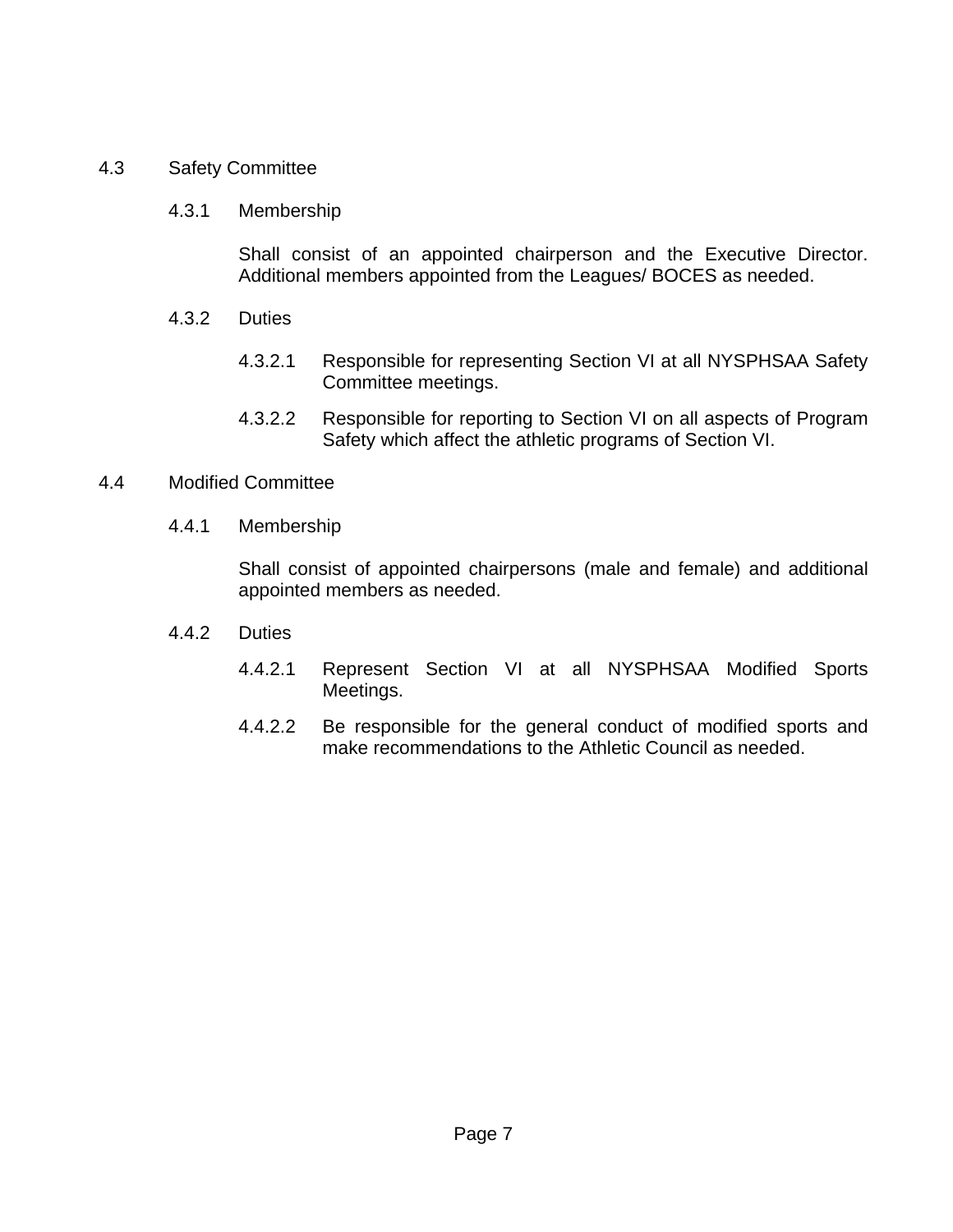### 4.3 Safety Committee

#### 4.3.1 Membership

Shall consist of an appointed chairperson and the Executive Director. Additional members appointed from the Leagues/ BOCES as needed.

#### 4.3.2 Duties

4.3.2.1 Responsible for representing Section VI at all NYSPHSAA Safety Committee meetings.

4.3.2.2 Responsible for reporting to Section VI on all aspects of Program Safety which affect the athletic programs of Section VI.

### 4.4 Modified Committee

#### 4.4.1 Membership

Shall consist of appointed chairpersons (male and female) and additional appointed members as needed.

#### 4.4.2 Duties

4.4.2.1 Represent Section VI at all NYSPHSAA Modified Sports Meetings.

4.4.2.2 Be responsible for the general conduct of modified sports and make recommendations to the Athletic Council as needed.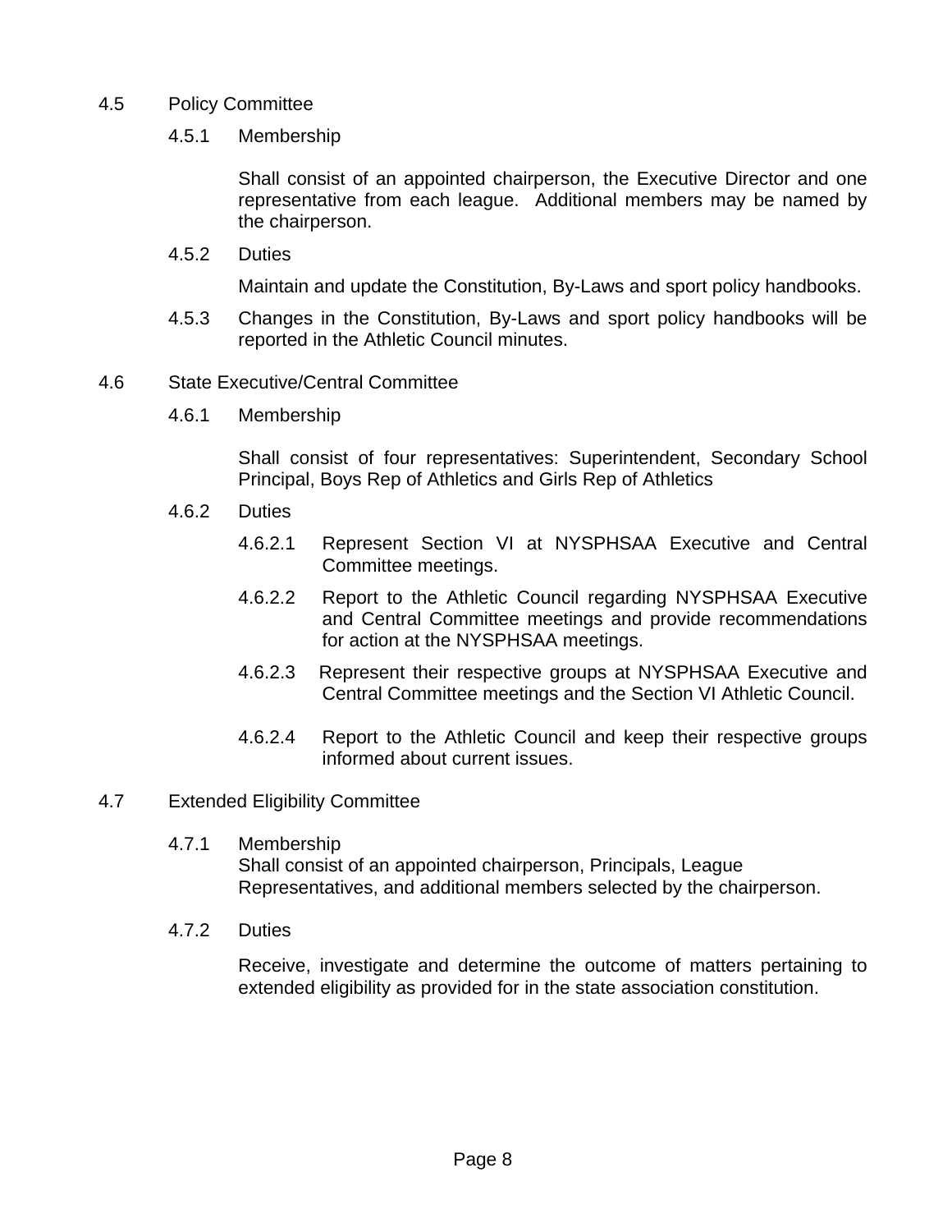## 4.5 Policy Committee

### 4.5.1 Membership

Shall consist of an appointed chairperson, the Executive Director and one representative from each league. Additional members may be named by the chairperson.

### 4.5.2 Duties

Maintain and update the Constitution, By-Laws and sport policy handbooks.

4.5.3 Changes in the Constitution, By-Laws and sport policy handbooks will be reported in the Athletic Council minutes.

## 4.6 State Executive/Central Committee

### 4.6.1 Membership

Shall consist of four representatives: Superintendent, Secondary School Principal, Boys Rep of Athletics and Girls Rep of Athletics

### 4.6.2 Duties

4.6.2.1 Represent Section VI at NYSPHSAA Executive and Central Committee meetings.

4.6.2.2 Report to the Athletic Council regarding NYSPHSAA Executive and Central Committee meetings and provide recommendations for action at the NYSPHSAA meetings.

4.6.2.3 Represent their respective groups at NYSPHSAA Executive and Central Committee meetings and the Section VI Athletic Council.

4.6.2.4 Report to the Athletic Council and keep their respective groups informed about current issues.

## 4.7 Extended Eligibility Committee

### 4.7.1 Membership

Shall consist of an appointed chairperson, Principals, League Representatives, and additional members selected by the chairperson.

### 4.7.2 Duties

Receive, investigate and determine the outcome of matters pertaining to extended eligibility as provided for in the state association constitution.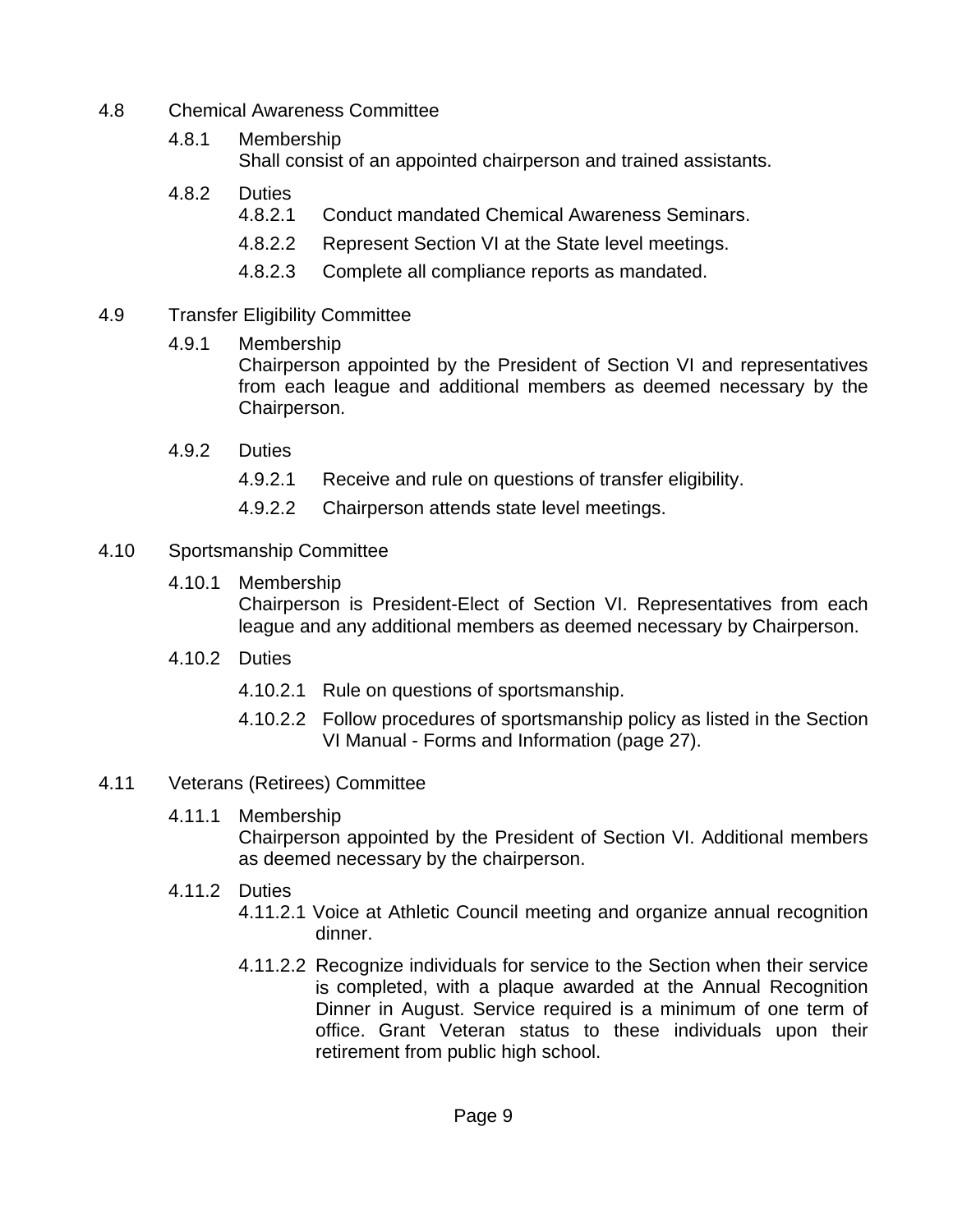4.8 Chemical Awareness Committee

4.8.1 Membership
Shall consist of an appointed chairperson and trained assistants.

4.8.2 Duties

4.8.2.1 Conduct mandated Chemical Awareness Seminars.

4.8.2.2 Represent Section VI at the State level meetings.

4.8.2.3 Complete all compliance reports as mandated.

4.9 Transfer Eligibility Committee

4.9.1 Membership
Chairperson appointed by the President of Section VI and representatives from each league and additional members as deemed necessary by the Chairperson.

4.9.2 Duties

4.9.2.1 Receive and rule on questions of transfer eligibility.

4.9.2.2 Chairperson attends state level meetings.

4.10 Sportsmanship Committee

4.10.1 Membership
Chairperson is President-Elect of Section VI. Representatives from each league and any additional members as deemed necessary by Chairperson.

4.10.2 Duties

4.10.2.1 Rule on questions of sportsmanship.

4.10.2.2 Follow procedures of sportsmanship policy as listed in the Section VI Manual - Forms and Information (page 27).

4.11 Veterans (Retirees) Committee

4.11.1 Membership
Chairperson appointed by the President of Section VI. Additional members as deemed necessary by the chairperson.

4.11.2 Duties

4.11.2.1 Voice at Athletic Council meeting and organize annual recognition dinner.

4.11.2.2 Recognize individuals for service to the Section when their service is completed, with a plaque awarded at the Annual Recognition Dinner in August. Service required is a minimum of one term of office. Grant Veteran status to these individuals upon their retirement from public high school.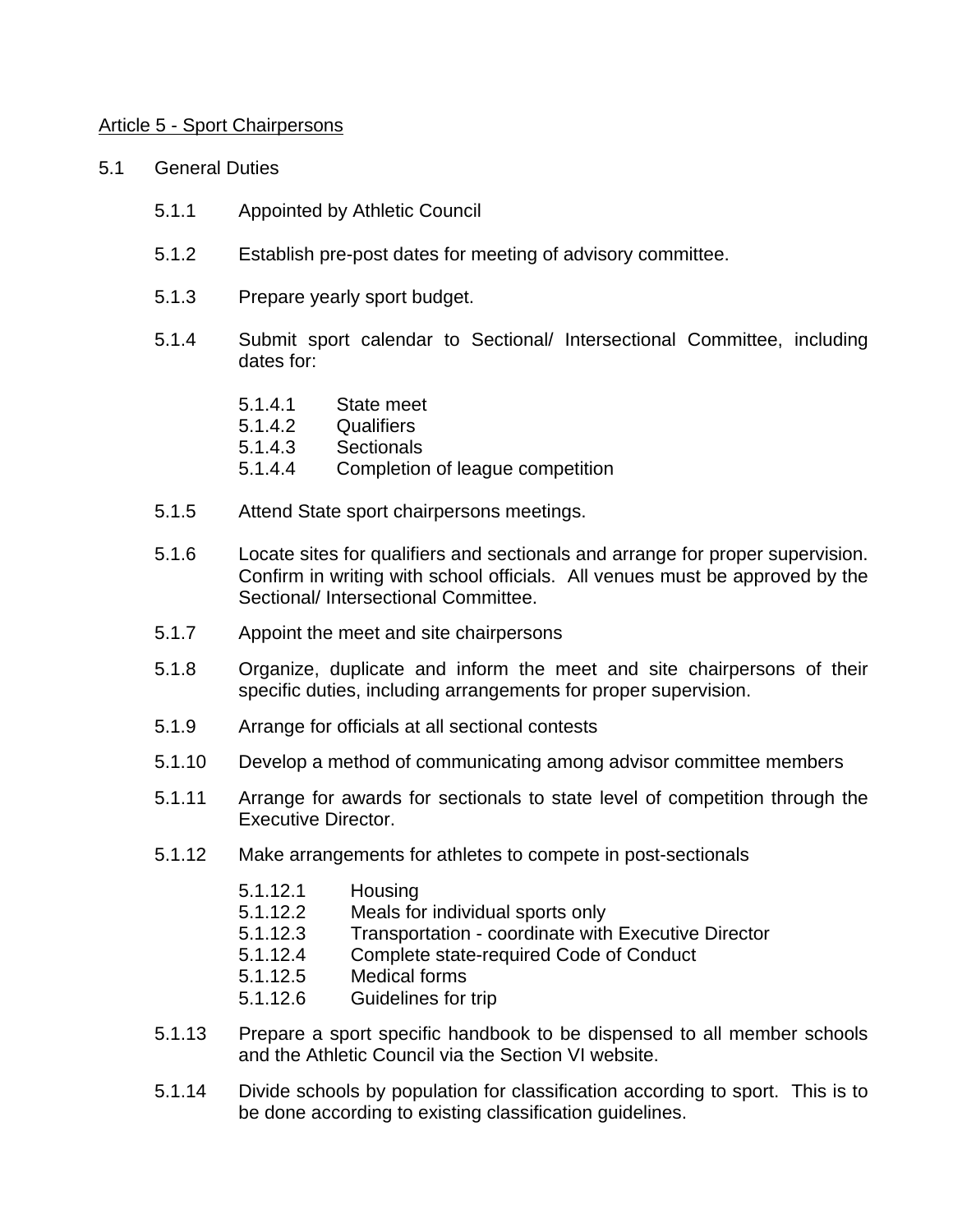<u>Article 5 - Sport Chairpersons</u>

5.1 General Duties

- 5.1.1 Appointed by Athletic Council
- 5.1.2 Establish pre-post dates for meeting of advisory committee.
- 5.1.3 Prepare yearly sport budget.
- 5.1.4 Submit sport calendar to Sectional/ Intersectional Committee, including dates for:
  - 5.1.4.1 State meet
  - 5.1.4.2 Qualifiers
  - 5.1.4.3 Sectionals
  - 5.1.4.4 Completion of league competition
- 5.1.5 Attend State sport chairpersons meetings.
- 5.1.6 Locate sites for qualifiers and sectionals and arrange for proper supervision. Confirm in writing with school officials. All venues must be approved by the Sectional/ Intersectional Committee.
- 5.1.7 Appoint the meet and site chairpersons
- 5.1.8 Organize, duplicate and inform the meet and site chairpersons of their specific duties, including arrangements for proper supervision.
- 5.1.9 Arrange for officials at all sectional contests
- 5.1.10 Develop a method of communicating among advisor committee members
- 5.1.11 Arrange for awards for sectionals to state level of competition through the Executive Director.
- 5.1.12 Make arrangements for athletes to compete in post-sectionals
  - 5.1.12.1 Housing
  - 5.1.12.2 Meals for individual sports only
  - 5.1.12.3 Transportation - coordinate with Executive Director
  - 5.1.12.4 Complete state-required Code of Conduct
  - 5.1.12.5 Medical forms
  - 5.1.12.6 Guidelines for trip
- 5.1.13 Prepare a sport specific handbook to be dispensed to all member schools and the Athletic Council via the Section VI website.
- 5.1.14 Divide schools by population for classification according to sport. This is to be done according to existing classification guidelines.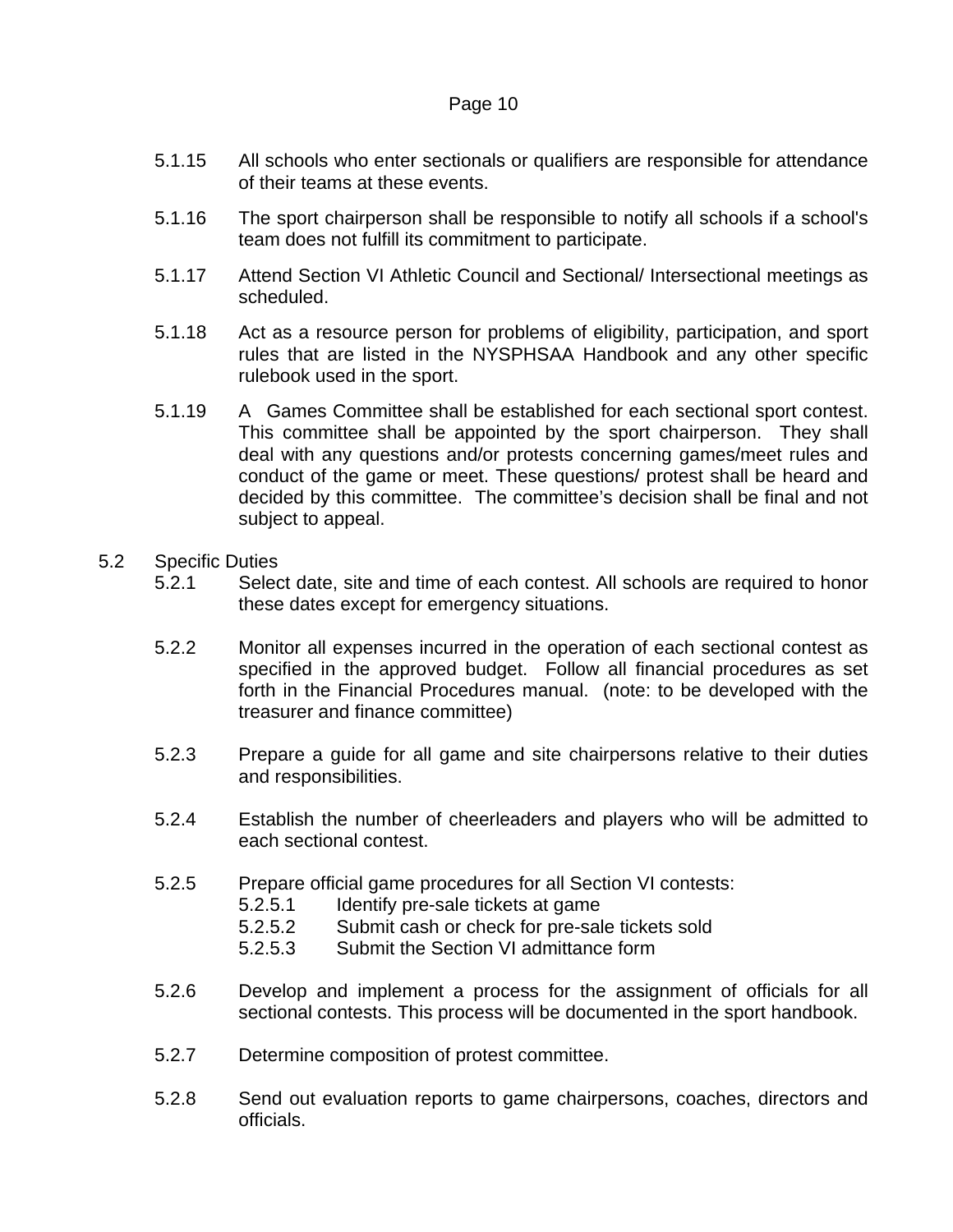5.1.15 All schools who enter sectionals or qualifiers are responsible for attendance of their teams at these events.

5.1.16 The sport chairperson shall be responsible to notify all schools if a school's team does not fulfill its commitment to participate.

5.1.17 Attend Section VI Athletic Council and Sectional/ Intersectional meetings as scheduled.

5.1.18 Act as a resource person for problems of eligibility, participation, and sport rules that are listed in the NYSPHSAA Handbook and any other specific rulebook used in the sport.

5.1.19 A Games Committee shall be established for each sectional sport contest. This committee shall be appointed by the sport chairperson. They shall deal with any questions and/or protests concerning games/meet rules and conduct of the game or meet. These questions/ protest shall be heard and decided by this committee. The committee's decision shall be final and not subject to appeal.

5.2 Specific Duties

5.2.1 Select date, site and time of each contest. All schools are required to honor these dates except for emergency situations.

5.2.2 Monitor all expenses incurred in the operation of each sectional contest as specified in the approved budget. Follow all financial procedures as set forth in the Financial Procedures manual. (note: to be developed with the treasurer and finance committee)

5.2.3 Prepare a guide for all game and site chairpersons relative to their duties and responsibilities.

5.2.4 Establish the number of cheerleaders and players who will be admitted to each sectional contest.

5.2.5 Prepare official game procedures for all Section VI contests:

- 5.2.5.1 Identify pre-sale tickets at game
- 5.2.5.2 Submit cash or check for pre-sale tickets sold
- 5.2.5.3 Submit the Section VI admittance form

5.2.6 Develop and implement a process for the assignment of officials for all sectional contests. This process will be documented in the sport handbook.

5.2.7 Determine composition of protest committee.

5.2.8 Send out evaluation reports to game chairpersons, coaches, directors and officials.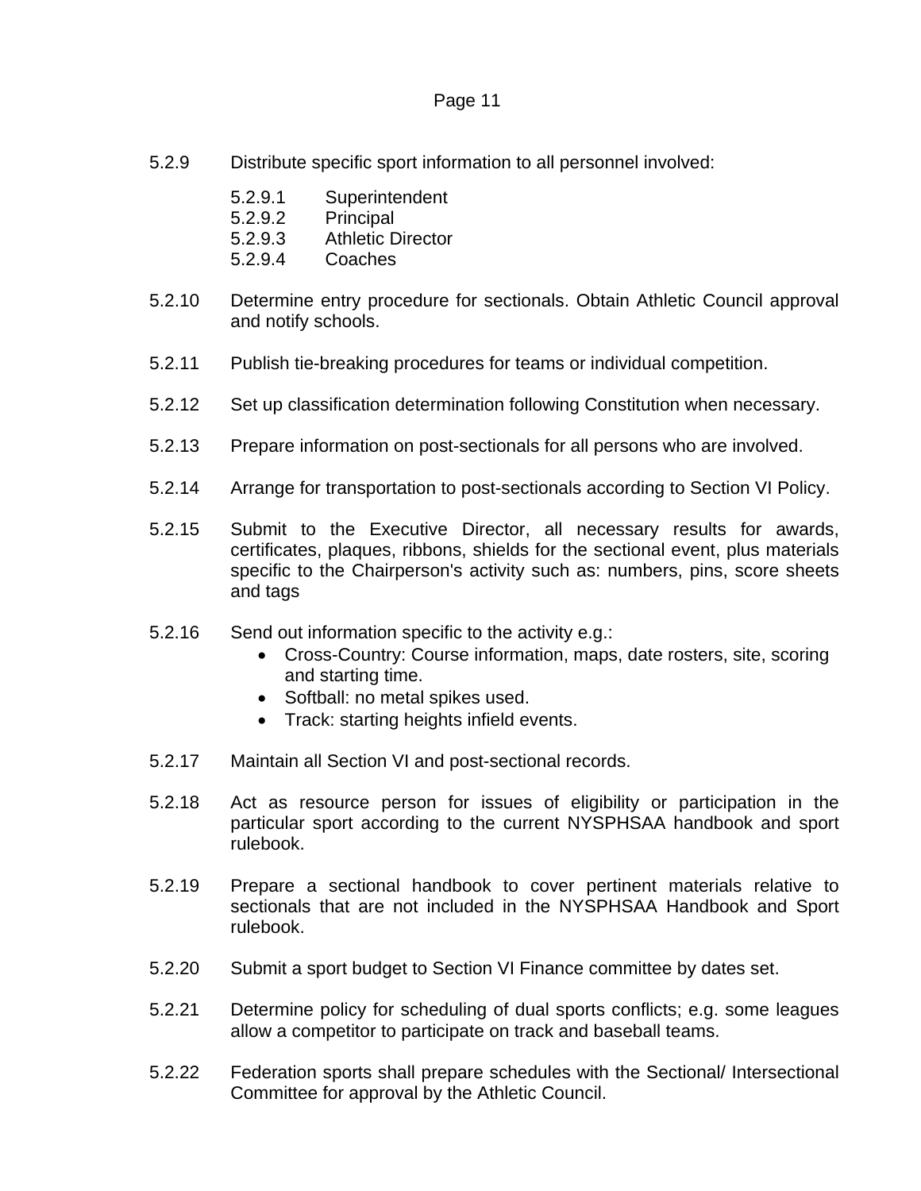5.2.9 Distribute specific sport information to all personnel involved:

    5.2.9.1 Superintendent
    5.2.9.2 Principal
    5.2.9.3 Athletic Director
    5.2.9.4 Coaches

5.2.10 Determine entry procedure for sectionals. Obtain Athletic Council approval and notify schools.

5.2.11 Publish tie-breaking procedures for teams or individual competition.

5.2.12 Set up classification determination following Constitution when necessary.

5.2.13 Prepare information on post-sectionals for all persons who are involved.

5.2.14 Arrange for transportation to post-sectionals according to Section VI Policy.

5.2.15 Submit to the Executive Director, all necessary results for awards, certificates, plaques, ribbons, shields for the sectional event, plus materials specific to the Chairperson's activity such as: numbers, pins, score sheets and tags

5.2.16 Send out information specific to the activity e.g.:

- Cross-Country: Course information, maps, date rosters, site, scoring and starting time.
- Softball: no metal spikes used.
- Track: starting heights infield events.

5.2.17 Maintain all Section VI and post-sectional records.

5.2.18 Act as resource person for issues of eligibility or participation in the particular sport according to the current NYSPHSAA handbook and sport rulebook.

5.2.19 Prepare a sectional handbook to cover pertinent materials relative to sectionals that are not included in the NYSPHSAA Handbook and Sport rulebook.

5.2.20 Submit a sport budget to Section VI Finance committee by dates set.

5.2.21 Determine policy for scheduling of dual sports conflicts; e.g. some leagues allow a competitor to participate on track and baseball teams.

5.2.22 Federation sports shall prepare schedules with the Sectional/ Intersectional Committee for approval by the Athletic Council.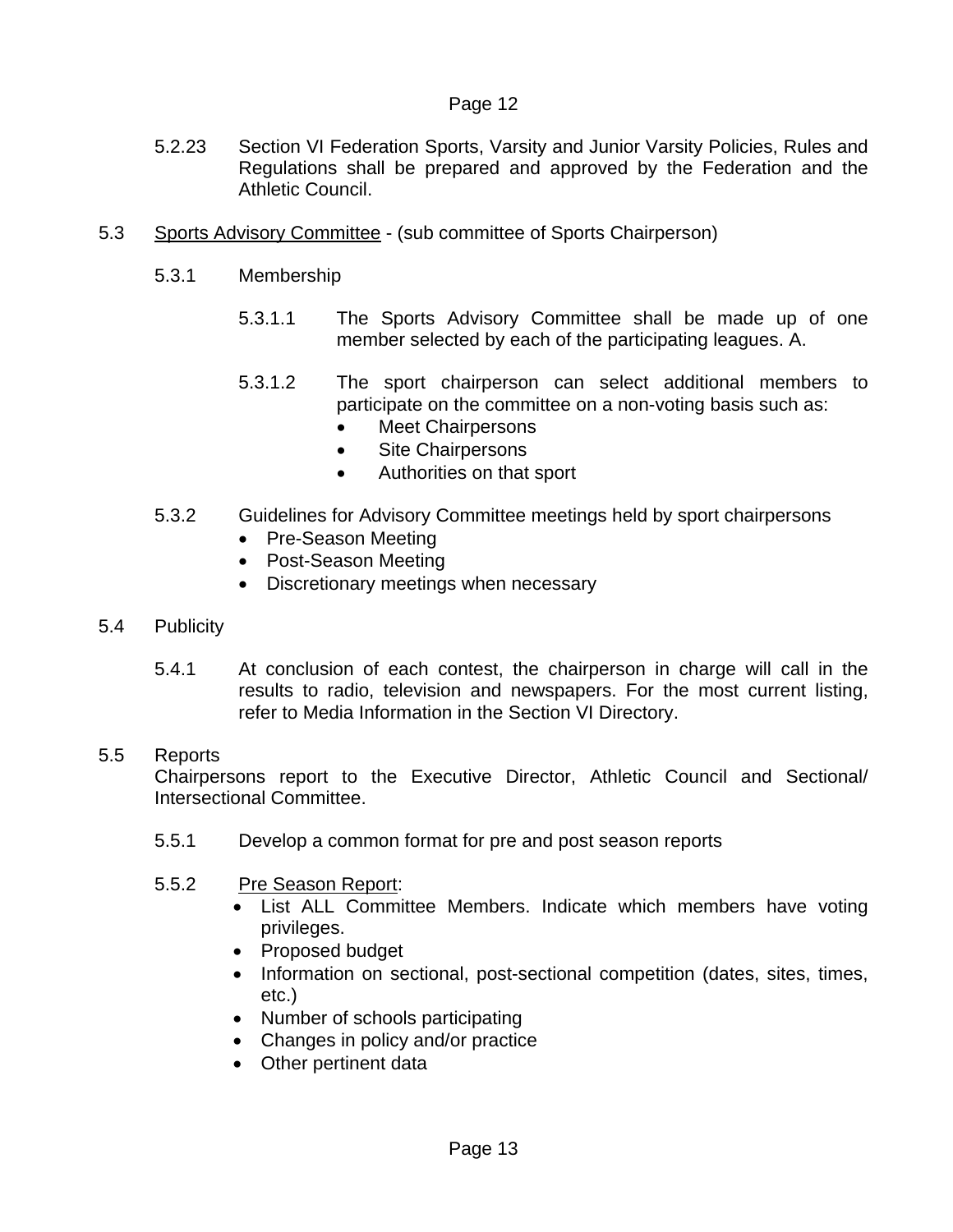5.2.23 Section VI Federation Sports, Varsity and Junior Varsity Policies, Rules and Regulations shall be prepared and approved by the Federation and the Athletic Council.

5.3 Sports Advisory Committee - (sub committee of Sports Chairperson)

5.3.1 Membership

5.3.1.1 The Sports Advisory Committee shall be made up of one member selected by each of the participating leagues. A.

5.3.1.2 The sport chairperson can select additional members to participate on the committee on a non-voting basis such as:

- Meet Chairpersons
- Site Chairpersons
- Authorities on that sport

5.3.2 Guidelines for Advisory Committee meetings held by sport chairpersons

- Pre-Season Meeting
- Post-Season Meeting
- Discretionary meetings when necessary

5.4 Publicity

5.4.1 At conclusion of each contest, the chairperson in charge will call in the results to radio, television and newspapers. For the most current listing, refer to Media Information in the Section VI Directory.

5.5 Reports

Chairpersons report to the Executive Director, Athletic Council and Sectional/ Intersectional Committee.

5.5.1 Develop a common format for pre and post season reports

5.5.2 Pre Season Report:

- List ALL Committee Members. Indicate which members have voting privileges.
- Proposed budget
- Information on sectional, post-sectional competition (dates, sites, times, etc.)
- Number of schools participating
- Changes in policy and/or practice
- Other pertinent data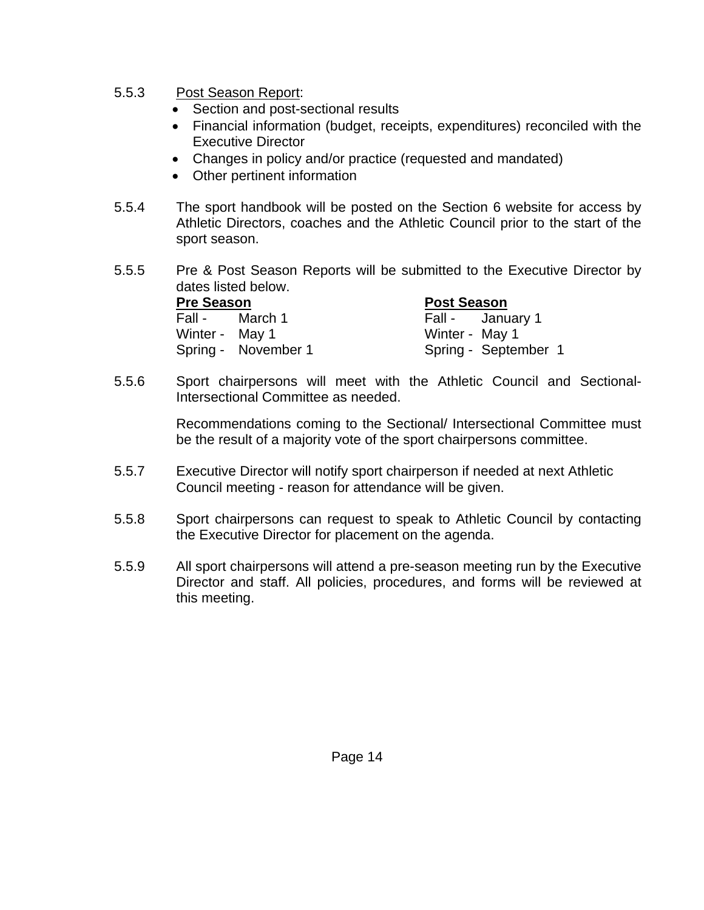5.5.3 Post Season Report:

- Section and post-sectional results
- Financial information (budget, receipts, expenditures) reconciled with the Executive Director
- Changes in policy and/or practice (requested and mandated)
- Other pertinent information

5.5.4 The sport handbook will be posted on the Section 6 website for access by Athletic Directors, coaches and the Athletic Council prior to the start of the sport season.

5.5.5 Pre & Post Season Reports will be submitted to the Executive Director by dates listed below.

| **Pre Season** | | **Post Season** | |
|---|---|---|---|
| Fall - | March 1 | Fall - | January 1 |
| Winter - | May 1 | Winter - | May 1 |
| Spring - | November 1 | Spring - | September 1 |

5.5.6 Sport chairpersons will meet with the Athletic Council and Sectional-Intersectional Committee as needed.

Recommendations coming to the Sectional/ Intersectional Committee must be the result of a majority vote of the sport chairpersons committee.

5.5.7 Executive Director will notify sport chairperson if needed at next Athletic Council meeting - reason for attendance will be given.

5.5.8 Sport chairpersons can request to speak to Athletic Council by contacting the Executive Director for placement on the agenda.

5.5.9 All sport chairpersons will attend a pre-season meeting run by the Executive Director and staff. All policies, procedures, and forms will be reviewed at this meeting.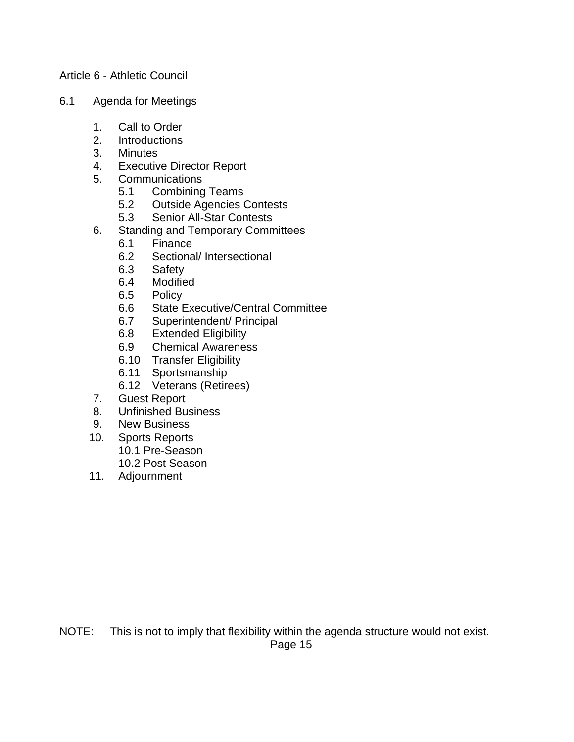<u>Article 6 - Athletic Council</u>

6.1 Agenda for Meetings

1. Call to Order
2. Introductions
3. Minutes
4. Executive Director Report
5. Communications
   - 5.1 Combining Teams
   - 5.2 Outside Agencies Contests
   - 5.3 Senior All-Star Contests
6. Standing and Temporary Committees
   - 6.1 Finance
   - 6.2 Sectional/ Intersectional
   - 6.3 Safety
   - 6.4 Modified
   - 6.5 Policy
   - 6.6 State Executive/Central Committee
   - 6.7 Superintendent/ Principal
   - 6.8 Extended Eligibility
   - 6.9 Chemical Awareness
   - 6.10 Transfer Eligibility
   - 6.11 Sportsmanship
   - 6.12 Veterans (Retirees)
7. Guest Report
8. Unfinished Business
9. New Business
10. Sports Reports
    - 10.1 Pre-Season
    - 10.2 Post Season
11. Adjournment

NOTE: This is not to imply that flexibility within the agenda structure would not exist.